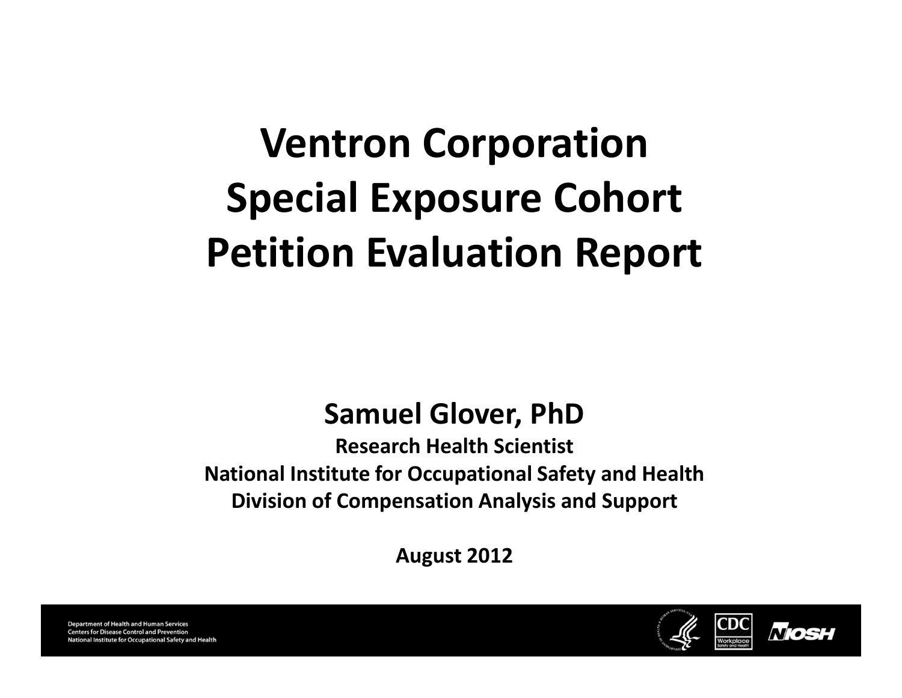# Ventron Corporation Special Exposure Cohort Petition Evaluation Report

**Samuel Glover, PhD**

**Research Health Scientist**

**National Institute for Occupational Safety and Health**

**Division of Compensation Analysis and Support**

**August 2012**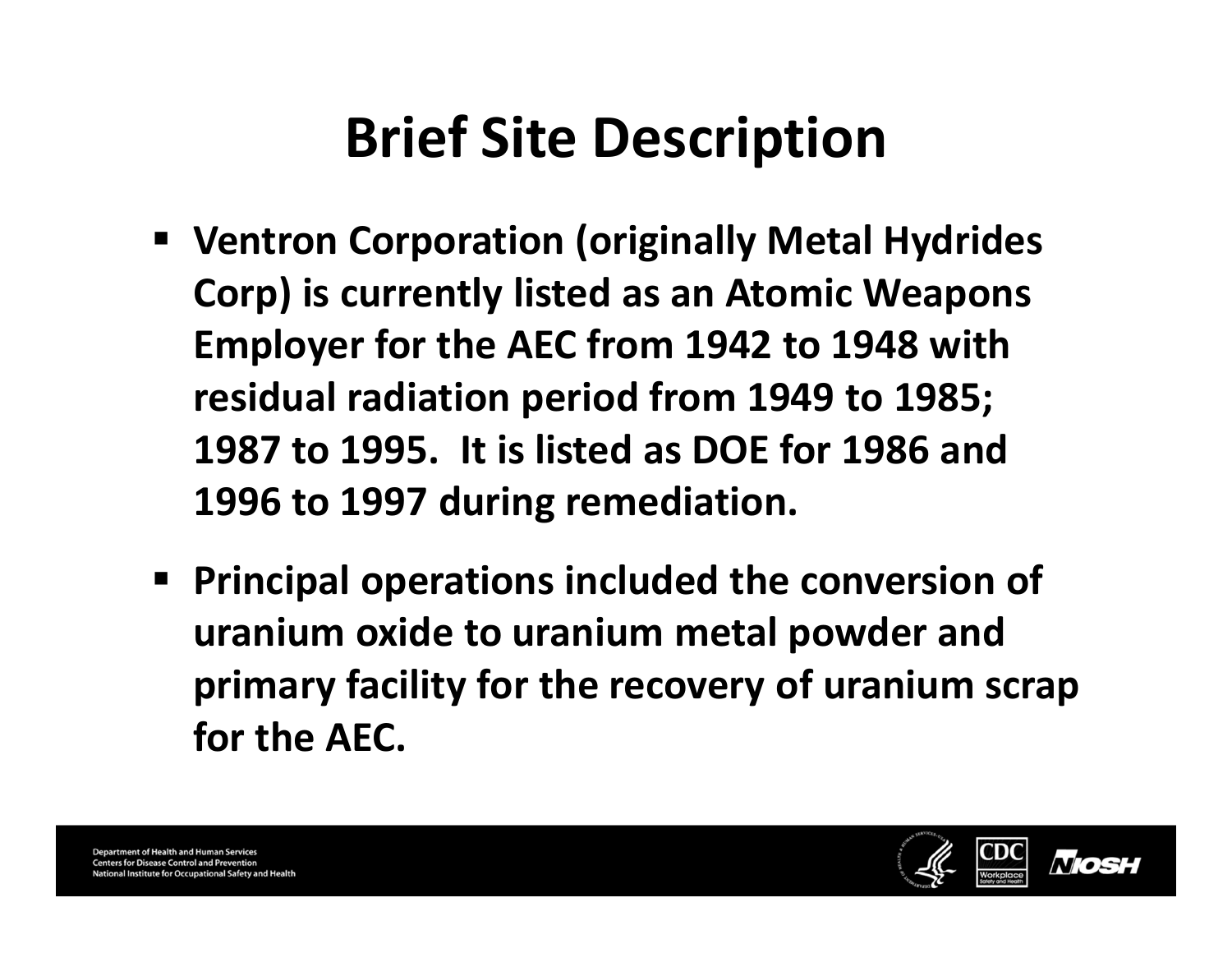# Brief Site Description

- Ventron Corporation (originally Metal Hydrides Corp) is currently listed as an Atomic Weapons Employer for the AEC from 1942 to 1948 with residual radiation period from 1949 to 1985; 1987 to 1995. It is listed as DOE for 1986 and 1996 to 1997 during remediation.
- Principal operations included the conversion of uranium oxide to uranium metal powder and primary facility for the recovery of uranium scrap for the AEC.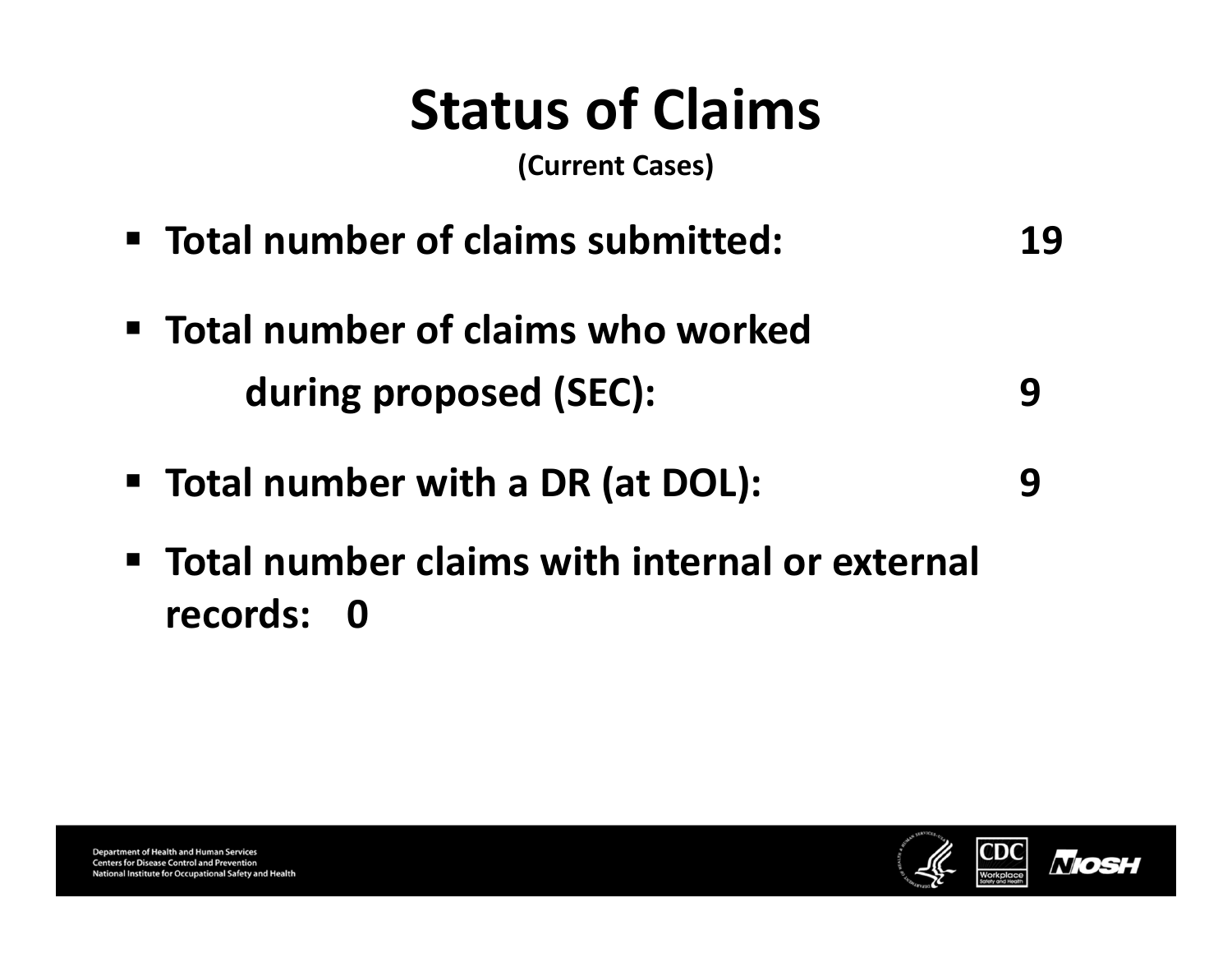# Status of Claims

**(Current Cases)**

- **Total number of claims submitted: 19**
- **Total number of claims who worked during proposed (SEC): 9**
- **Total number with a DR (at DOL): 9**
- **Total number claims with internal or external records: 0**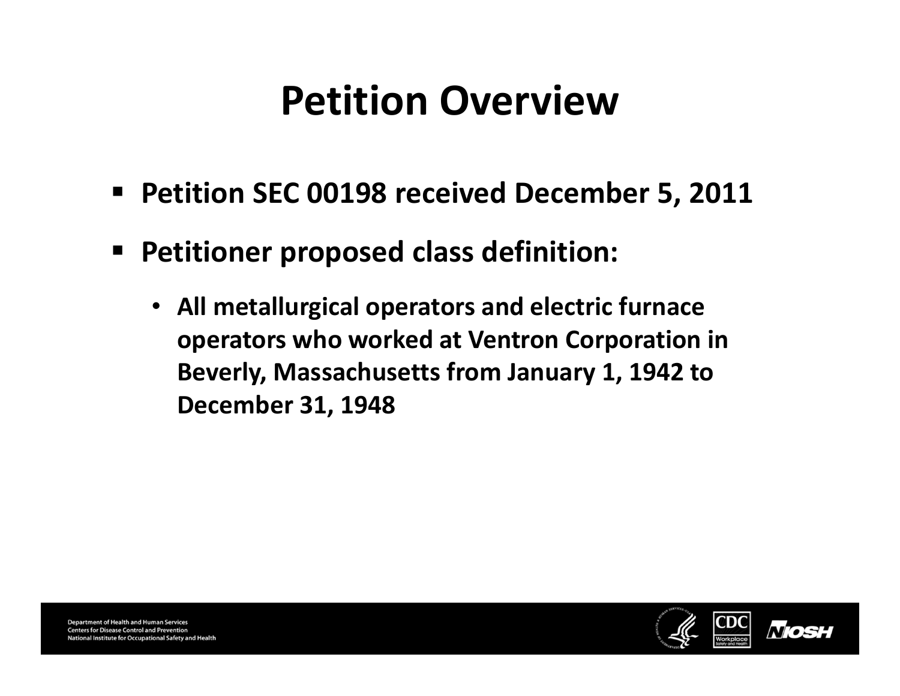# Petition Overview

- Petition SEC 00198 received December 5, 2011
- Petitioner proposed class definition:
  - All metallurgical operators and electric furnace operators who worked at Ventron Corporation in Beverly, Massachusetts from January 1, 1942 to December 31, 1948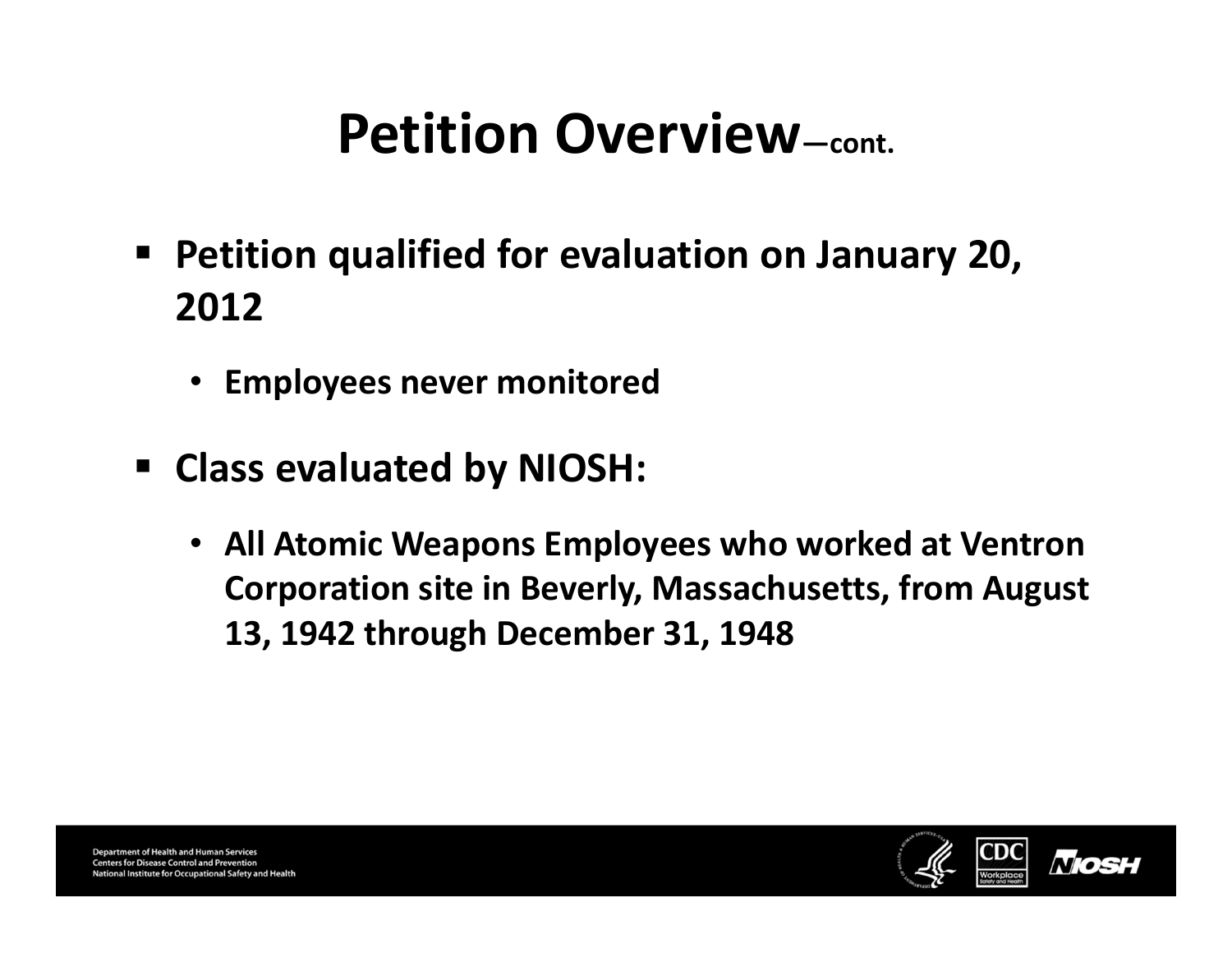# Petition Overview—cont.

- **Petition qualified for evaluation on January 20, 2012**
  - **Employees never monitored**
- **Class evaluated by NIOSH:**
  - **All Atomic Weapons Employees who worked at Ventron Corporation site in Beverly, Massachusetts, from August 13, 1942 through December 31, 1948**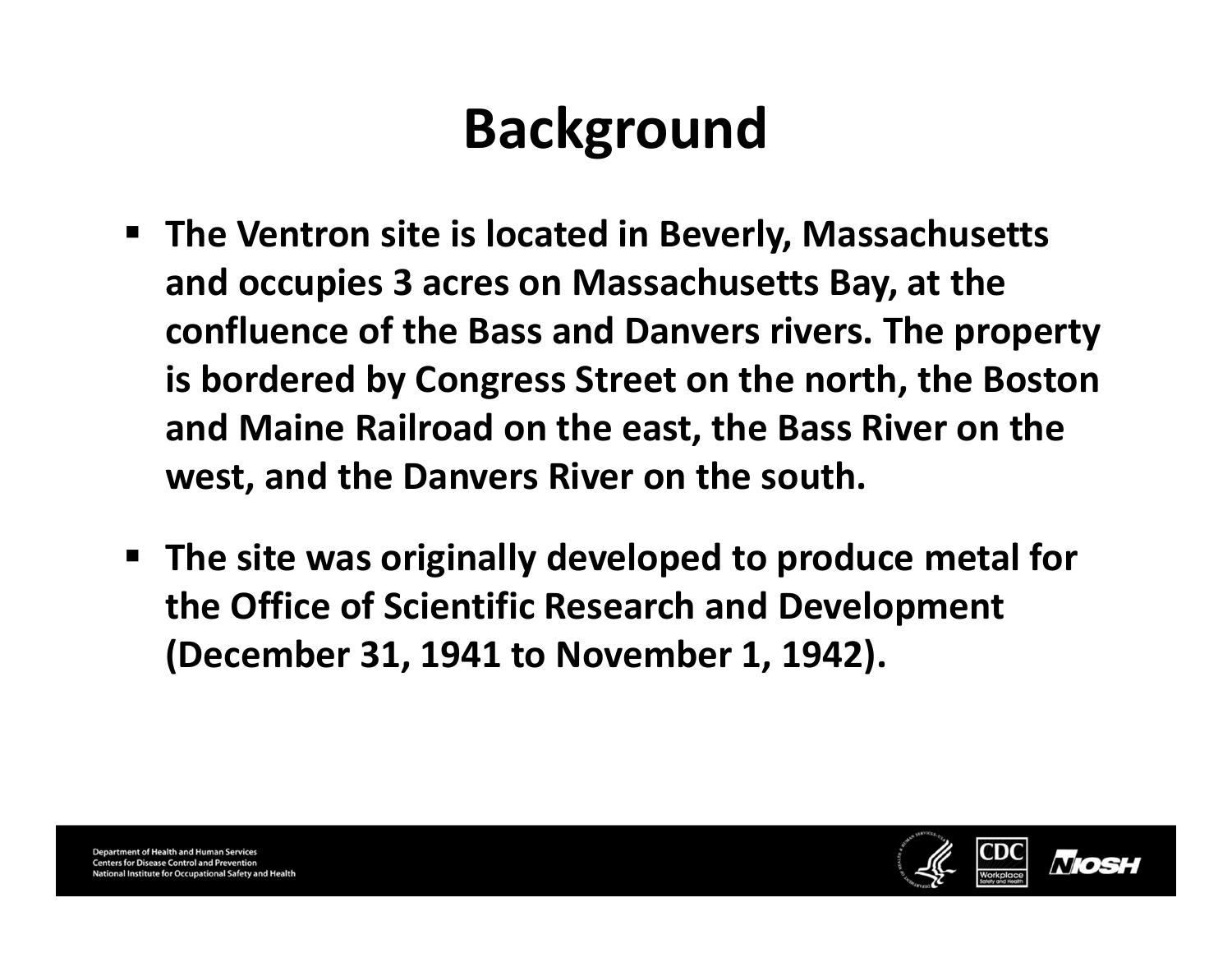# Background

- The Ventron site is located in Beverly, Massachusetts and occupies 3 acres on Massachusetts Bay, at the confluence of the Bass and Danvers rivers. The property is bordered by Congress Street on the north, the Boston and Maine Railroad on the east, the Bass River on the west, and the Danvers River on the south.

- The site was originally developed to produce metal for the Office of Scientific Research and Development (December 31, 1941 to November 1, 1942).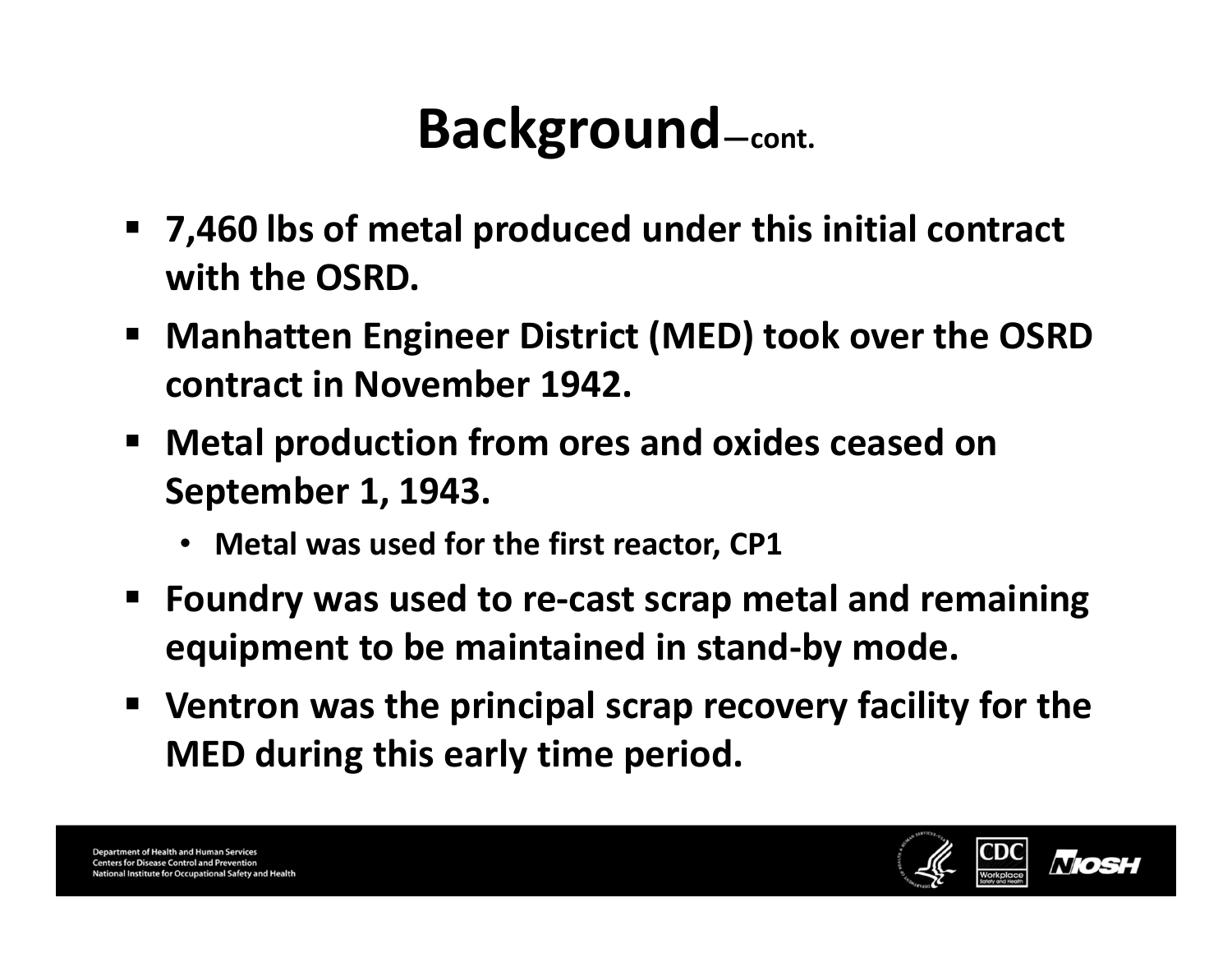# Background—cont.

- 7,460 lbs of metal produced under this initial contract with the OSRD.
- Manhatten Engineer District (MED) took over the OSRD contract in November 1942.
- Metal production from ores and oxides ceased on September 1, 1943.
  - Metal was used for the first reactor, CP1
- Foundry was used to re-cast scrap metal and remaining equipment to be maintained in stand-by mode.
- Ventron was the principal scrap recovery facility for the MED during this early time period.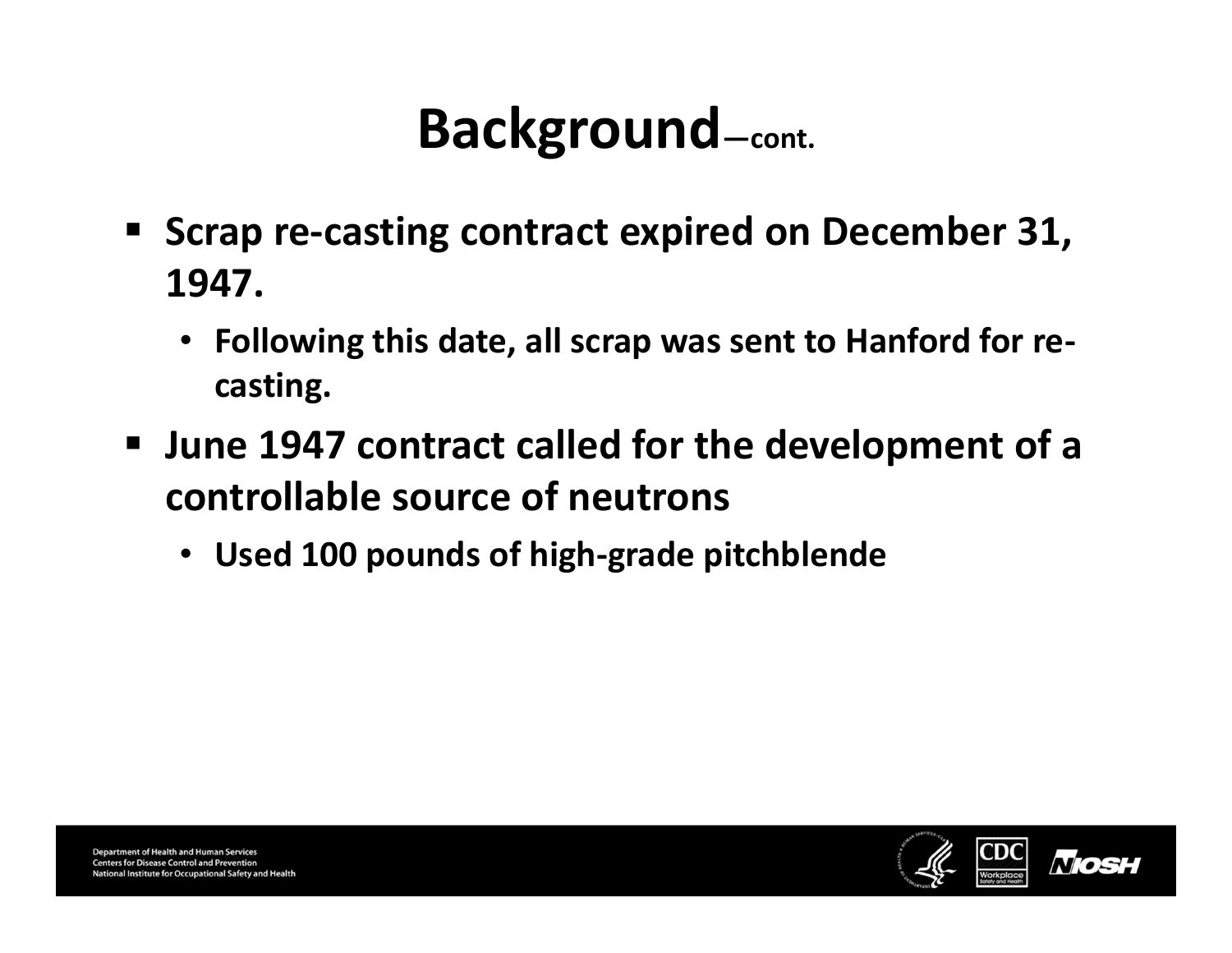# Background—cont.

- Scrap re-casting contract expired on December 31, 1947.
  - Following this date, all scrap was sent to Hanford for re-casting.
- June 1947 contract called for the development of a controllable source of neutrons
  - Used 100 pounds of high-grade pitchblende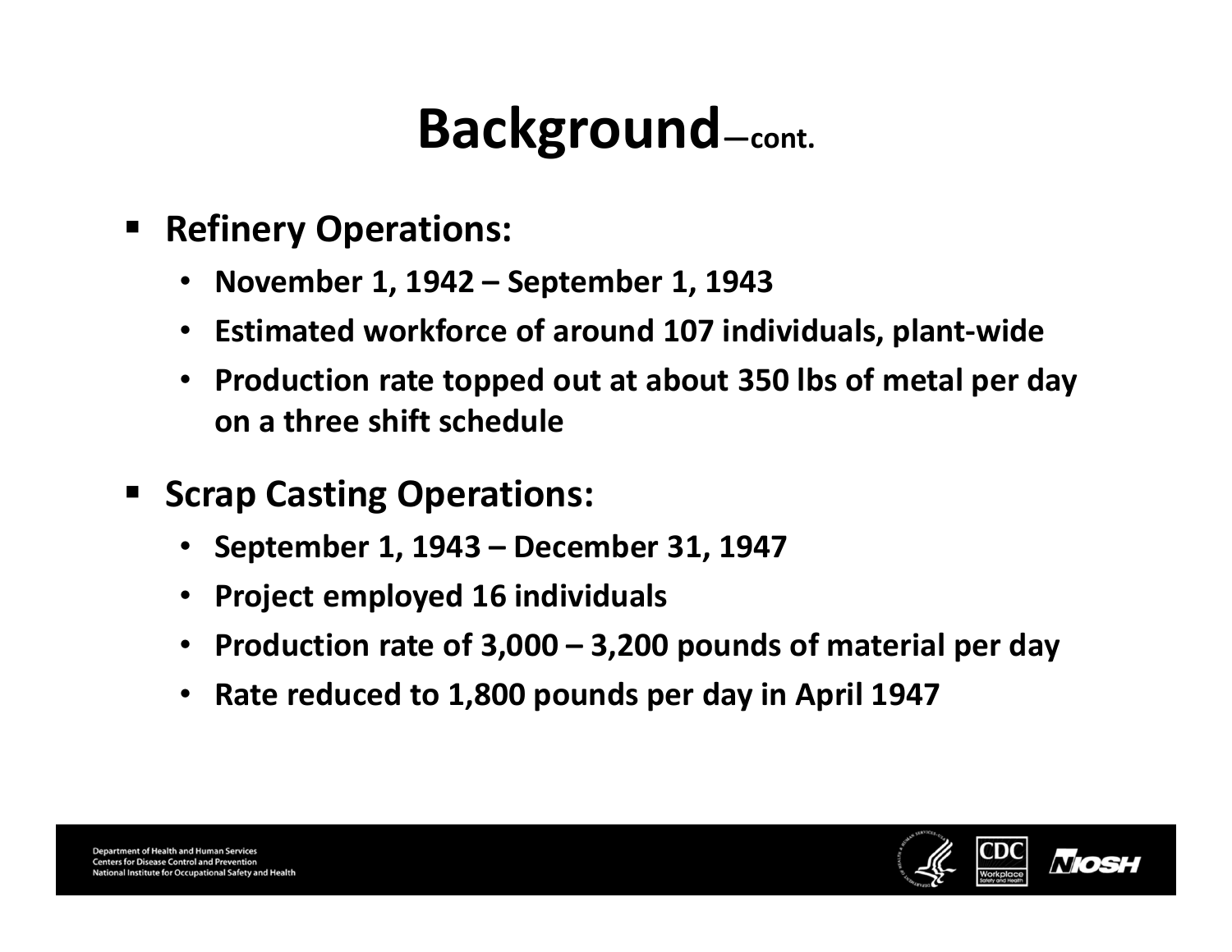# Background—cont.

- **Refinery Operations:**
  - **November 1, 1942 – September 1, 1943**
  - **Estimated workforce of around 107 individuals, plant-wide**
  - **Production rate topped out at about 350 lbs of metal per day on a three shift schedule**
- **Scrap Casting Operations:**
  - **September 1, 1943 – December 31, 1947**
  - **Project employed 16 individuals**
  - **Production rate of 3,000 – 3,200 pounds of material per day**
  - **Rate reduced to 1,800 pounds per day in April 1947**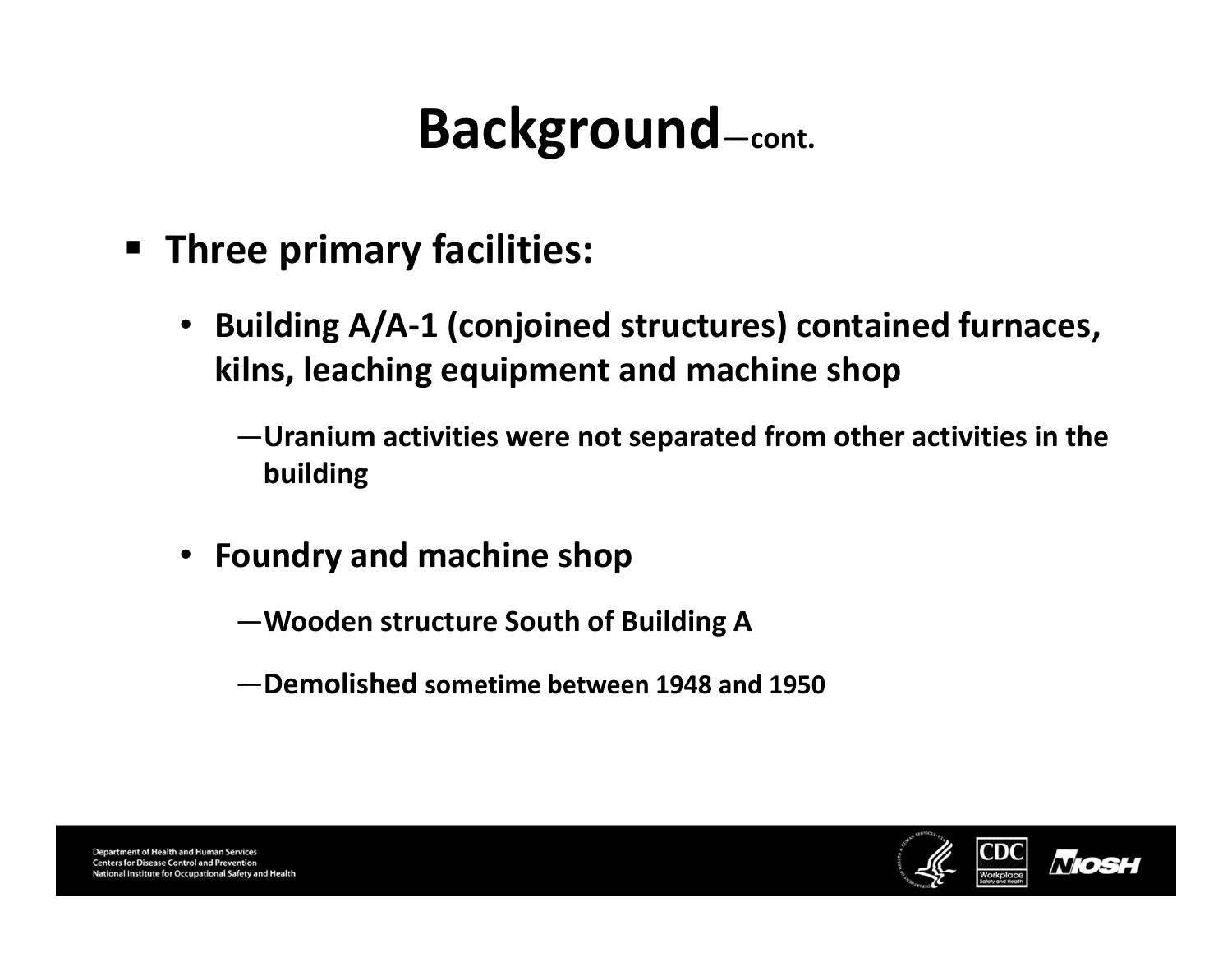# Background—cont.

- **Three primary facilities:**
  - **Building A/A-1 (conjoined structures) contained furnaces, kilns, leaching equipment and machine shop**
    - —**Uranium activities were not separated from other activities in the building**
  - **Foundry and machine shop**
    - —**Wooden structure South of Building A**
    - —**Demolished sometime between 1948 and 1950**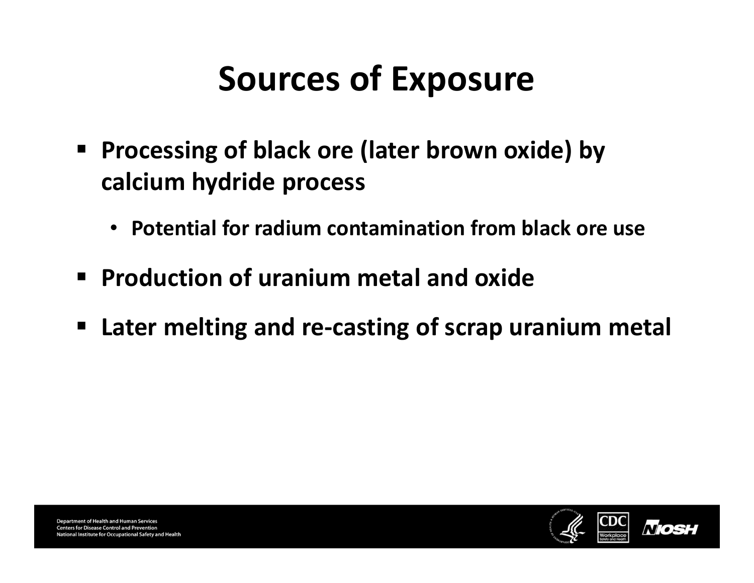# Sources of Exposure

- Processing of black ore (later brown oxide) by calcium hydride process
  - Potential for radium contamination from black ore use
- Production of uranium metal and oxide
- Later melting and re-casting of scrap uranium metal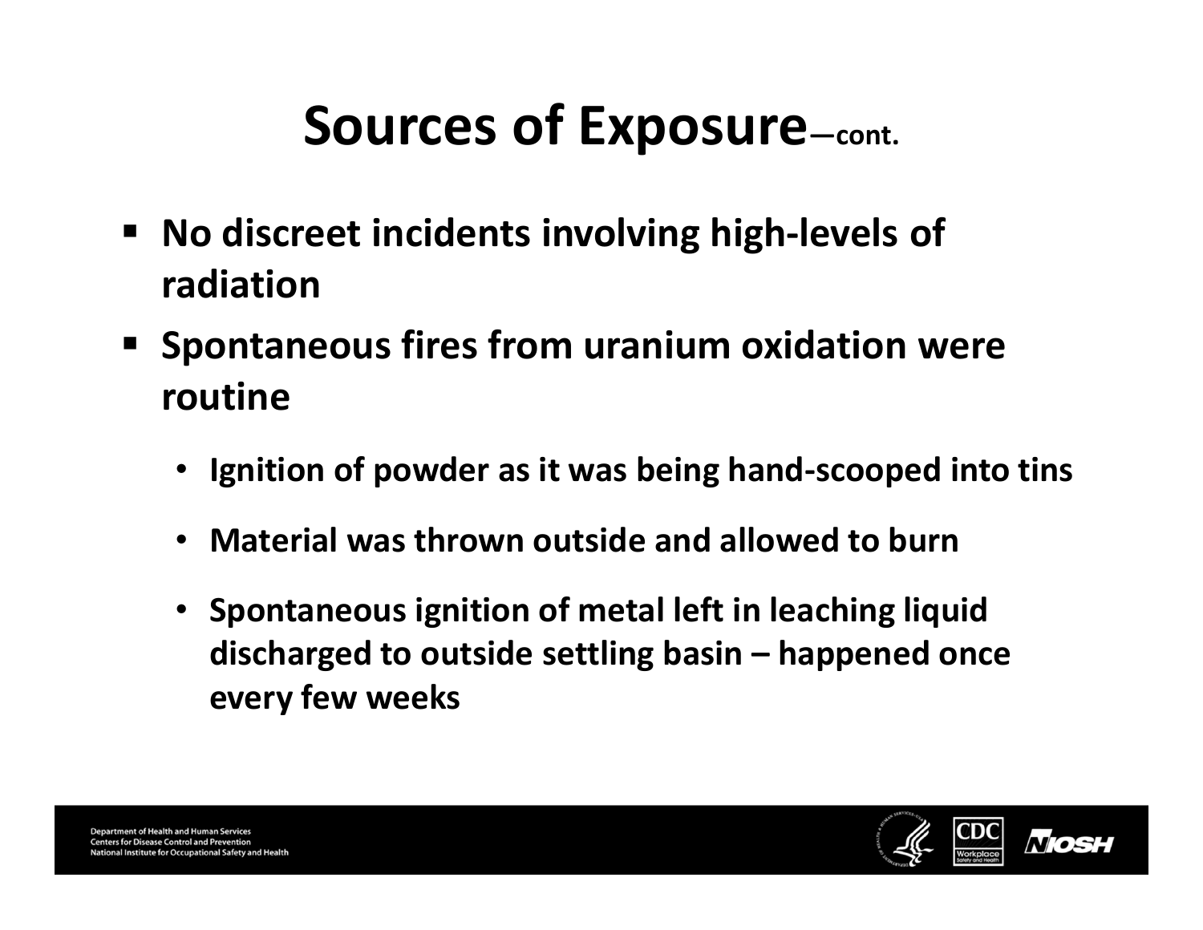# Sources of Exposure—cont.

- No discreet incidents involving high-levels of radiation
- Spontaneous fires from uranium oxidation were routine
  - Ignition of powder as it was being hand-scooped into tins
  - Material was thrown outside and allowed to burn
  - Spontaneous ignition of metal left in leaching liquid discharged to outside settling basin – happened once every few weeks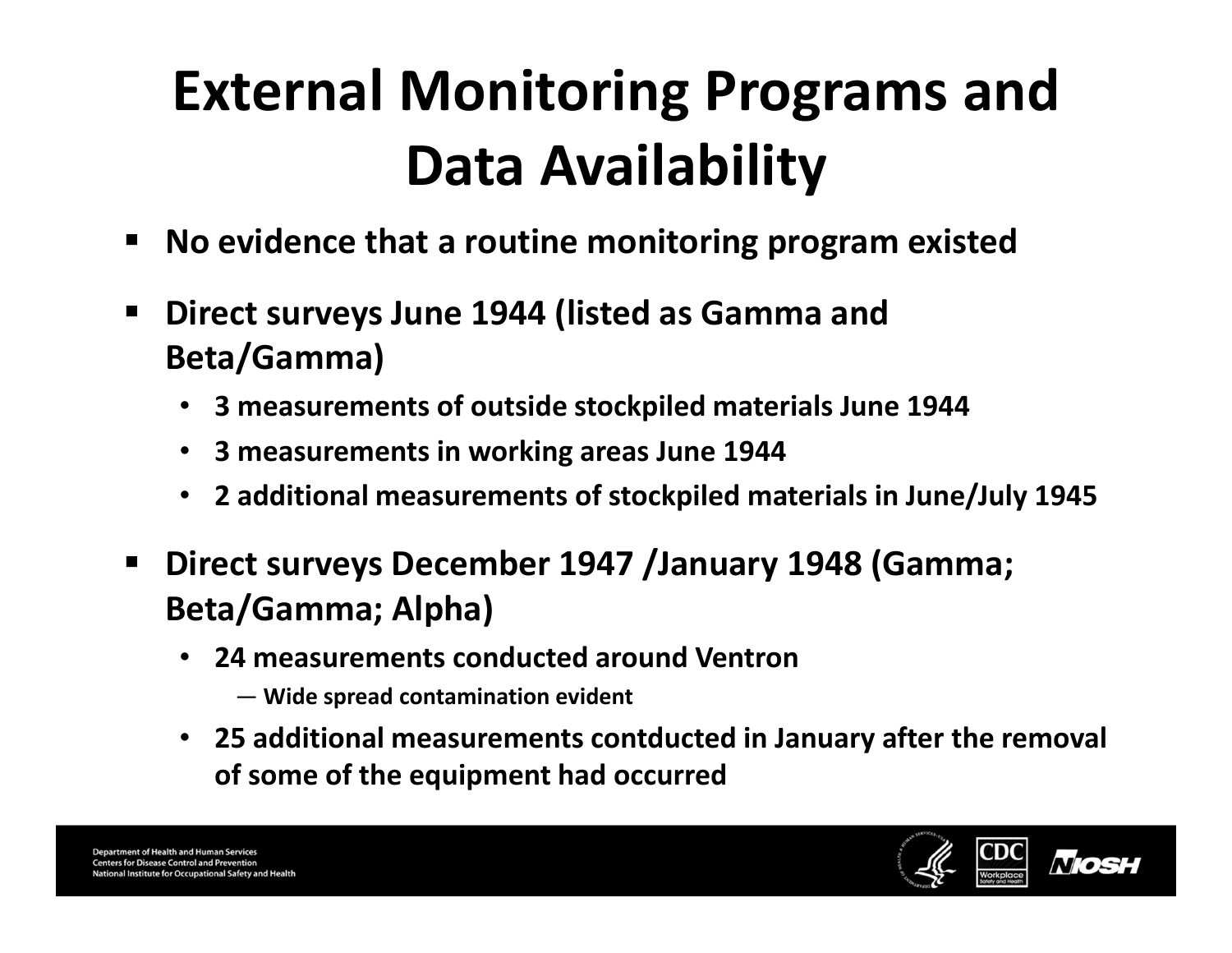# External Monitoring Programs and Data Availability

- **No evidence that a routine monitoring program existed**
- **Direct surveys June 1944 (listed as Gamma and Beta/Gamma)**
  - **3 measurements of outside stockpiled materials June 1944**
  - **3 measurements in working areas June 1944**
  - **2 additional measurements of stockpiled materials in June/July 1945**
- **Direct surveys December 1947 /January 1948 (Gamma; Beta/Gamma; Alpha)**
  - **24 measurements conducted around Ventron**
    - **Wide spread contamination evident**
  - **25 additional measurements contducted in January after the removal of some of the equipment had occurred**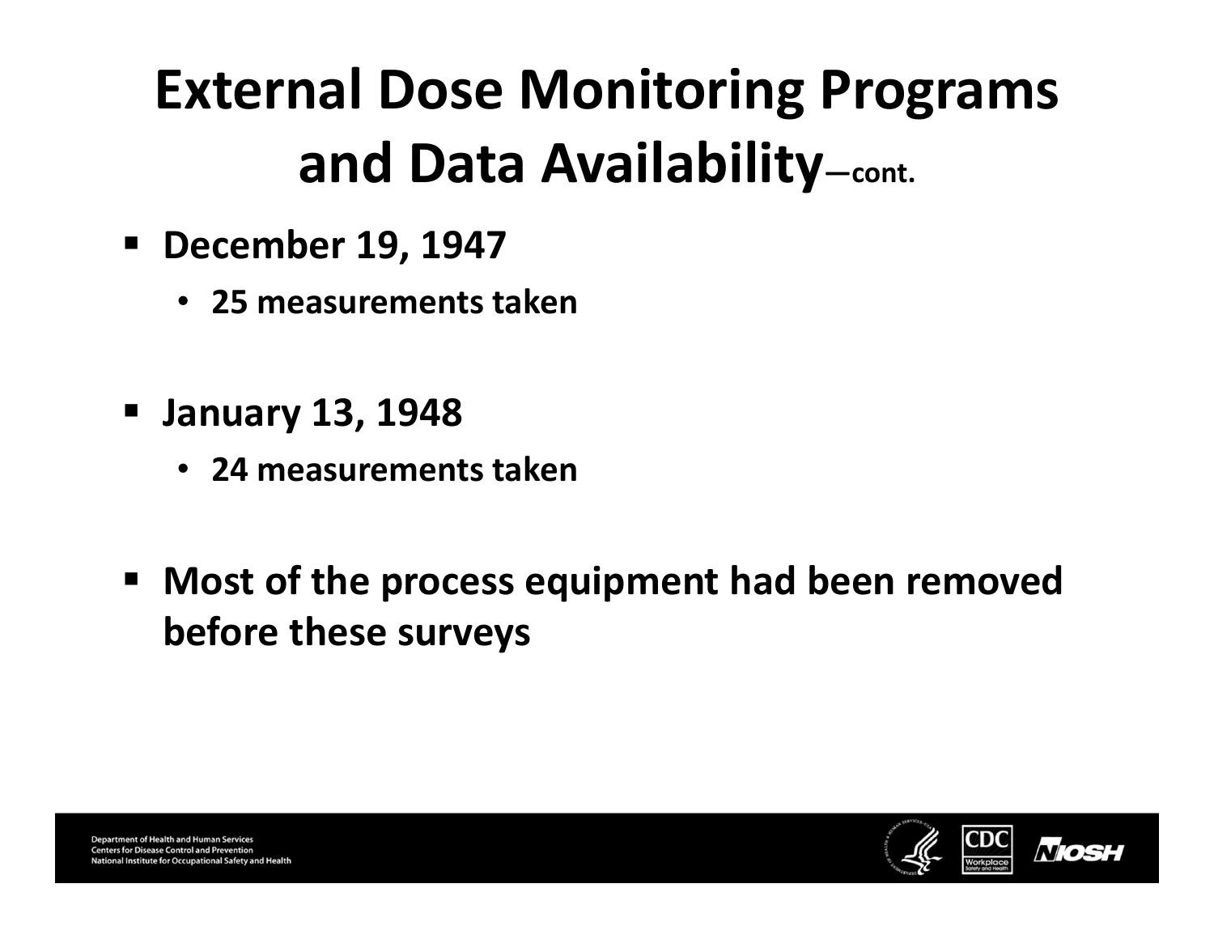# External Dose Monitoring Programs and Data Availability—cont.

- **December 19, 1947**
  - **25 measurements taken**

- **January 13, 1948**
  - **24 measurements taken**

- **Most of the process equipment had been removed before these surveys**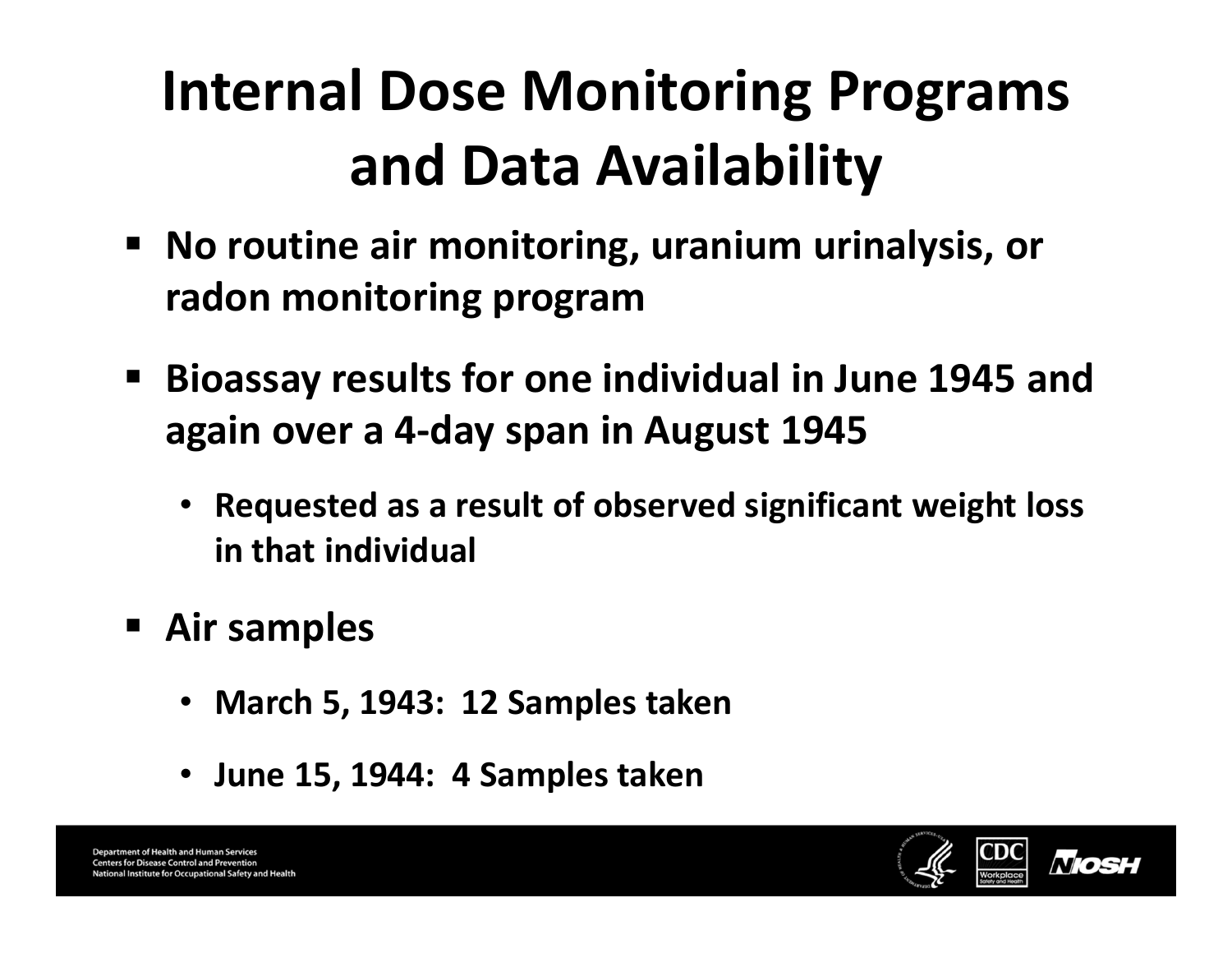# Internal Dose Monitoring Programs and Data Availability

- No routine air monitoring, uranium urinalysis, or radon monitoring program
- Bioassay results for one individual in June 1945 and again over a 4-day span in August 1945
  - Requested as a result of observed significant weight loss in that individual
- Air samples
  - March 5, 1943: 12 Samples taken
  - June 15, 1944: 4 Samples taken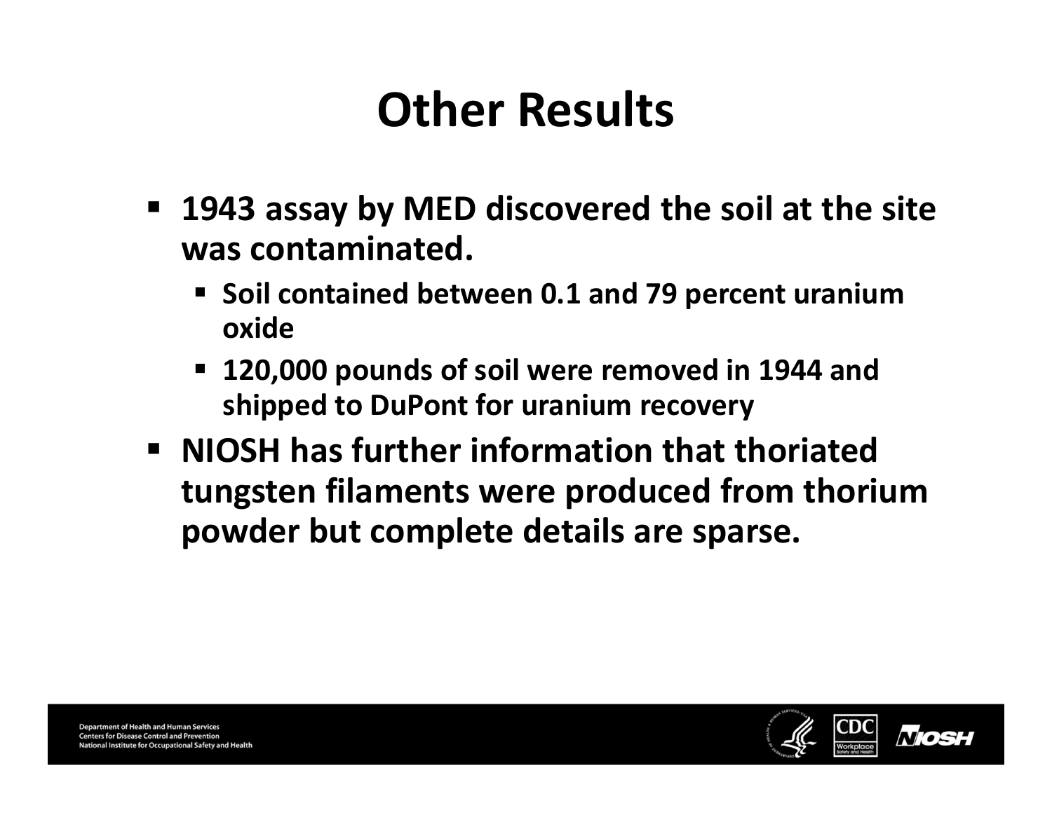# Other Results

- 1943 assay by MED discovered the soil at the site was contaminated.
  - Soil contained between 0.1 and 79 percent uranium oxide
  - 120,000 pounds of soil were removed in 1944 and shipped to DuPont for uranium recovery
- NIOSH has further information that thoriated tungsten filaments were produced from thorium powder but complete details are sparse.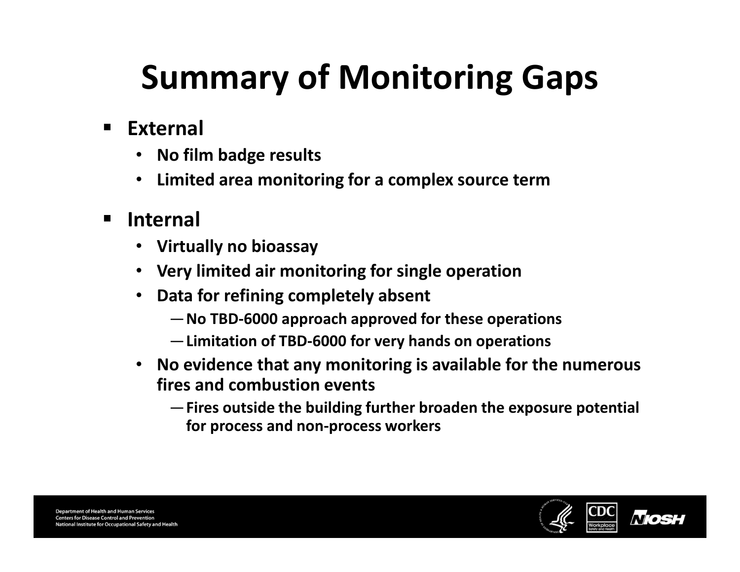# Summary of Monitoring Gaps

- **External**
  - **No film badge results**
  - **Limited area monitoring for a complex source term**
- **Internal**
  - **Virtually no bioassay**
  - **Very limited air monitoring for single operation**
  - **Data for refining completely absent**
    - **No TBD-6000 approach approved for these operations**
    - **Limitation of TBD-6000 for very hands on operations**
  - **No evidence that any monitoring is available for the numerous fires and combustion events**
    - **Fires outside the building further broaden the exposure potential for process and non-process workers**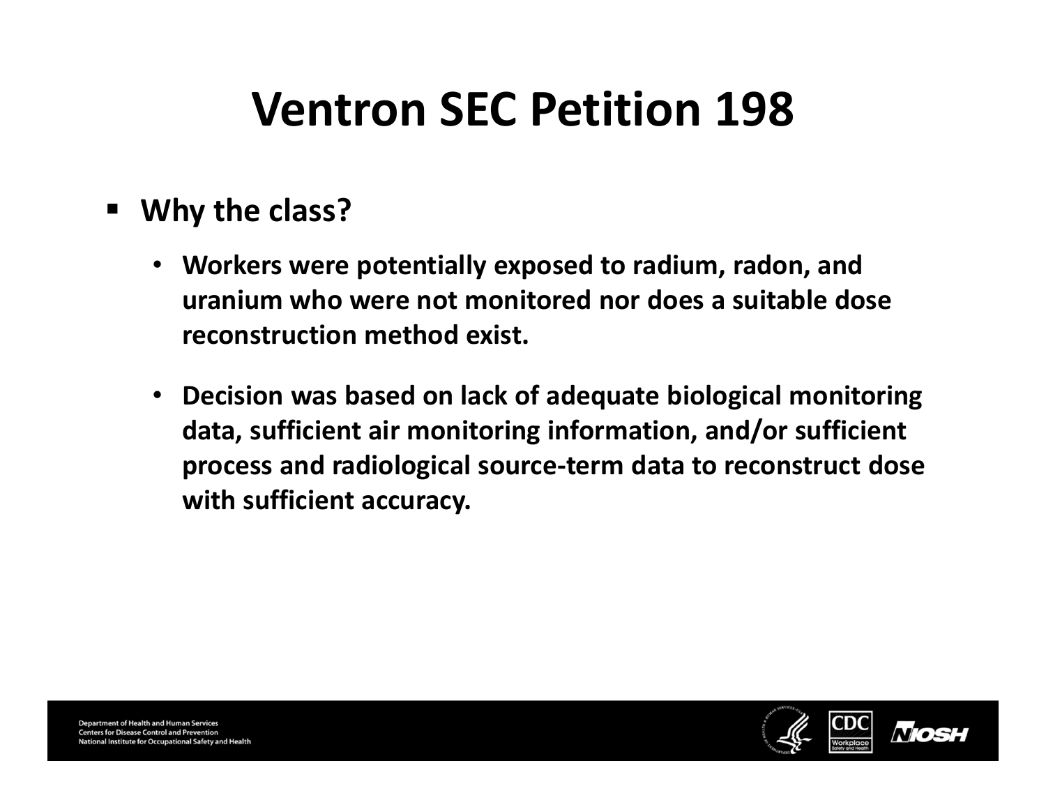# Ventron SEC Petition 198

- **Why the class?**
  - **Workers were potentially exposed to radium, radon, and uranium who were not monitored nor does a suitable dose reconstruction method exist.**
  - **Decision was based on lack of adequate biological monitoring data, sufficient air monitoring information, and/or sufficient process and radiological source-term data to reconstruct dose with sufficient accuracy.**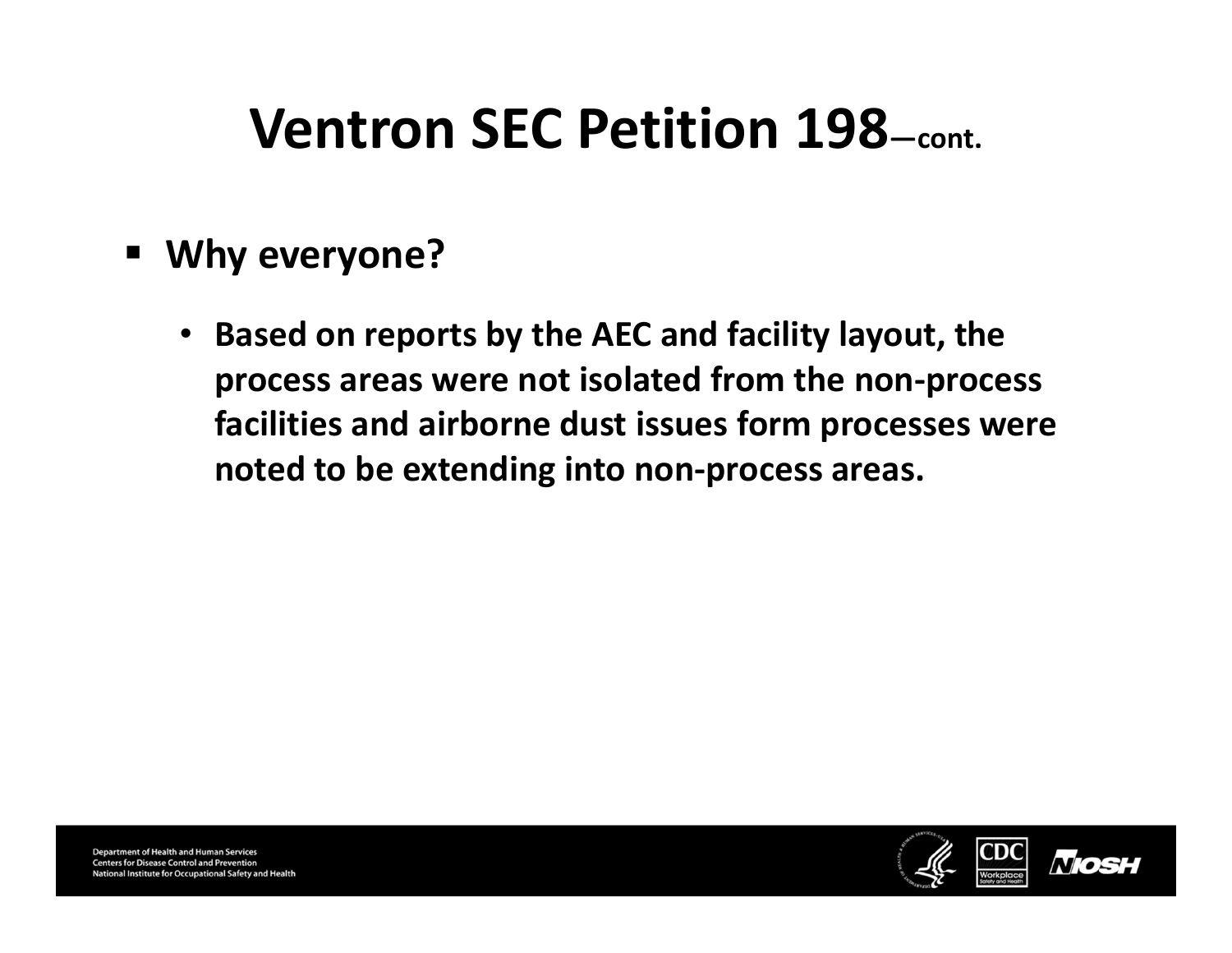# Ventron SEC Petition 198—cont.

- **Why everyone?**
  - **Based on reports by the AEC and facility layout, the process areas were not isolated from the non-process facilities and airborne dust issues form processes were noted to be extending into non-process areas.**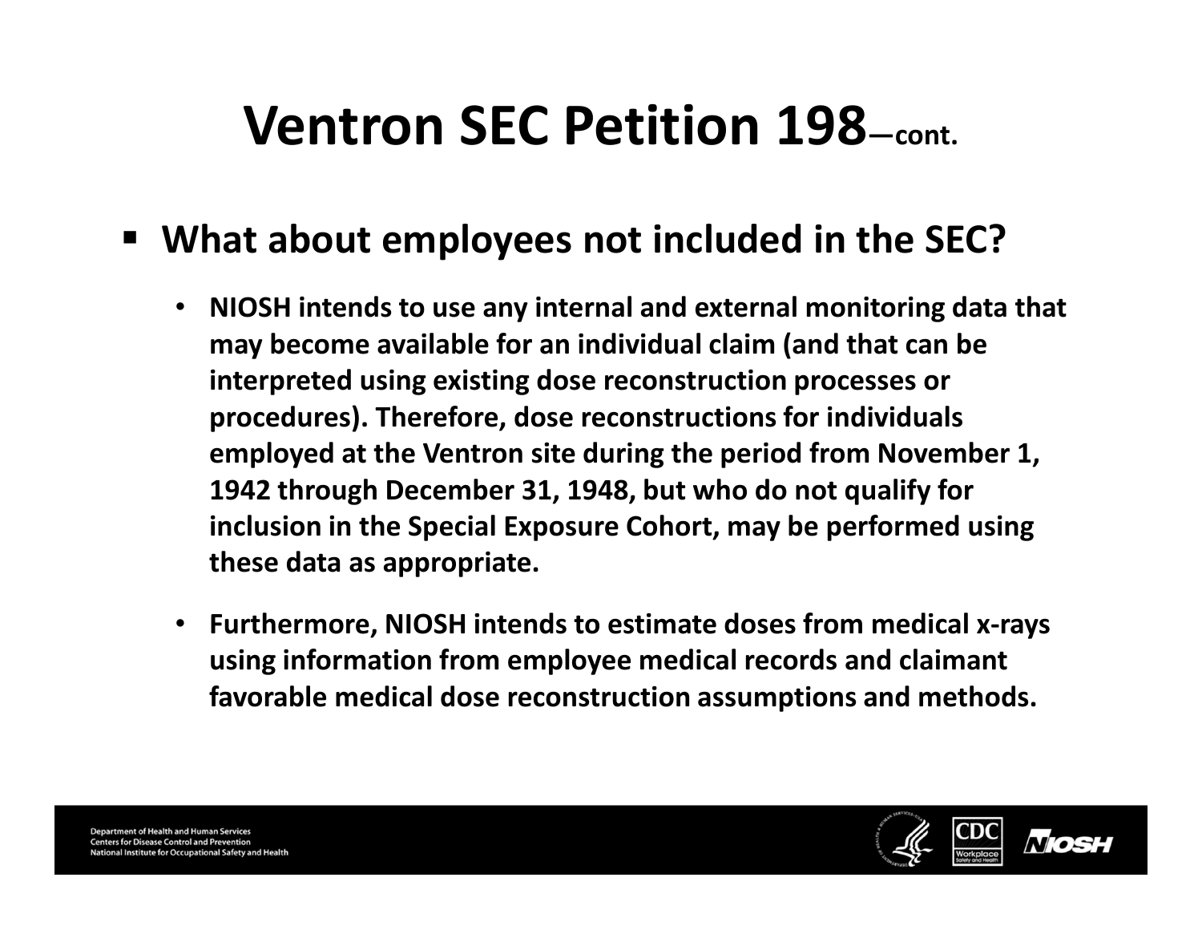# Ventron SEC Petition 198—cont.

- **What about employees not included in the SEC?**
  - **NIOSH intends to use any internal and external monitoring data that may become available for an individual claim (and that can be interpreted using existing dose reconstruction processes or procedures). Therefore, dose reconstructions for individuals employed at the Ventron site during the period from November 1, 1942 through December 31, 1948, but who do not qualify for inclusion in the Special Exposure Cohort, may be performed using these data as appropriate.**
  - **Furthermore, NIOSH intends to estimate doses from medical x-rays using information from employee medical records and claimant favorable medical dose reconstruction assumptions and methods.**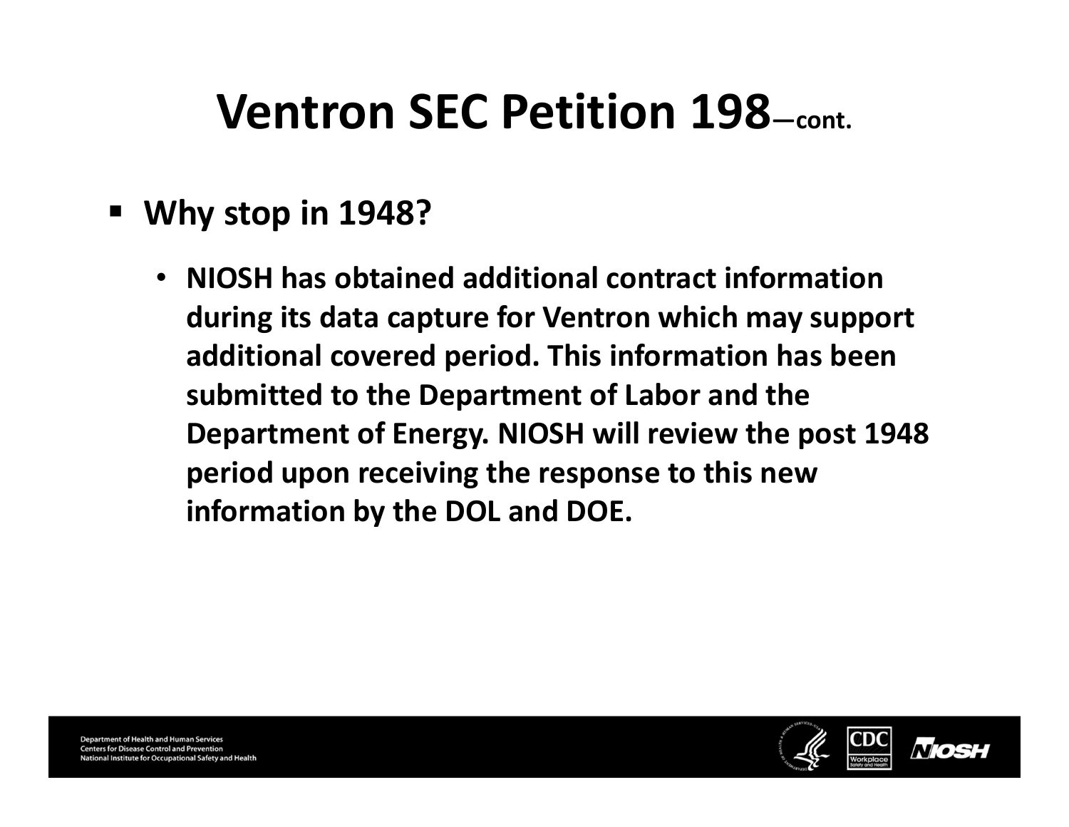# Ventron SEC Petition 198—cont.

- **Why stop in 1948?**
  - **NIOSH has obtained additional contract information during its data capture for Ventron which may support additional covered period. This information has been submitted to the Department of Labor and the Department of Energy. NIOSH will review the post 1948 period upon receiving the response to this new information by the DOL and DOE.**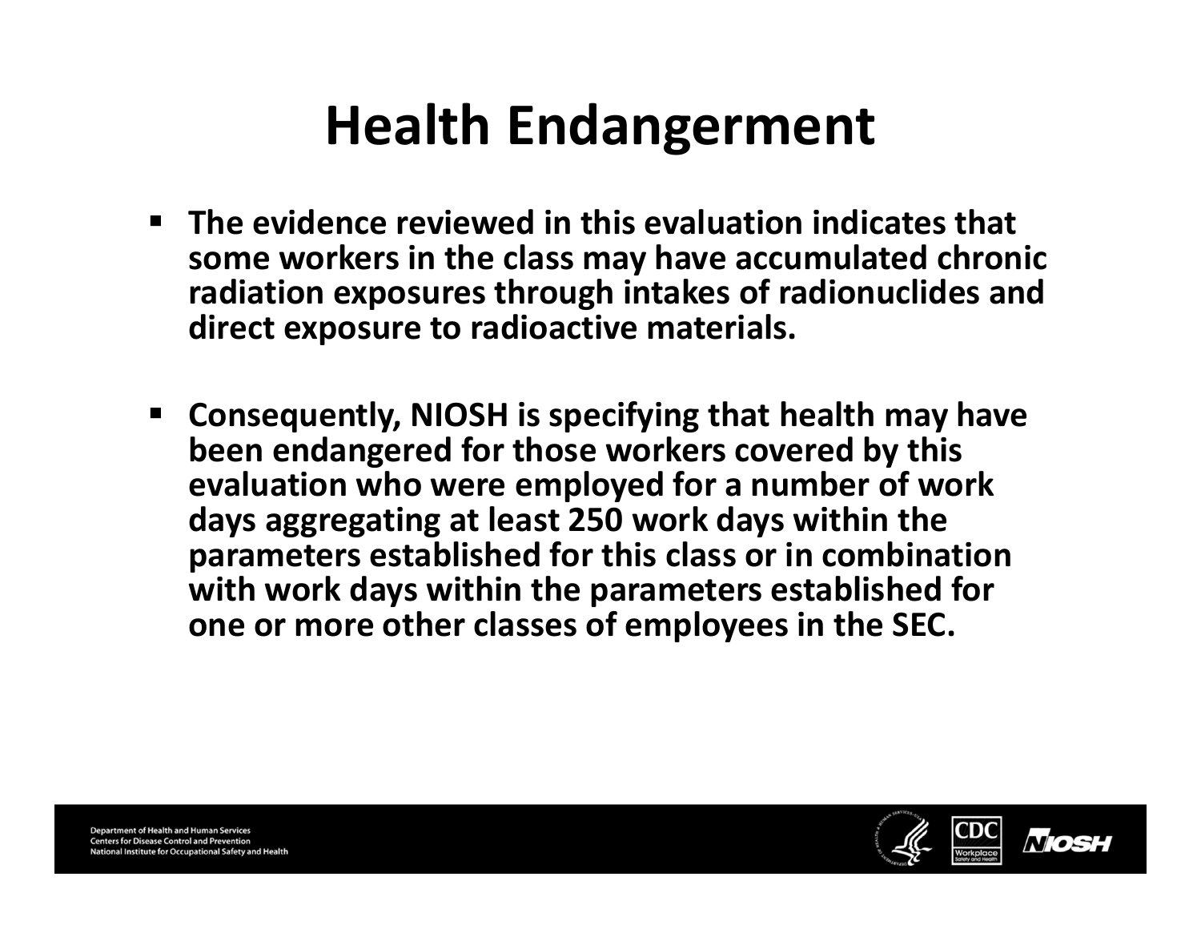# Health Endangerment

- **The evidence reviewed in this evaluation indicates that some workers in the class may have accumulated chronic radiation exposures through intakes of radionuclides and direct exposure to radioactive materials.**
- **Consequently, NIOSH is specifying that health may have been endangered for those workers covered by this evaluation who were employed for a number of work days aggregating at least 250 work days within the parameters established for this class or in combination with work days within the parameters established for one or more other classes of employees in the SEC.**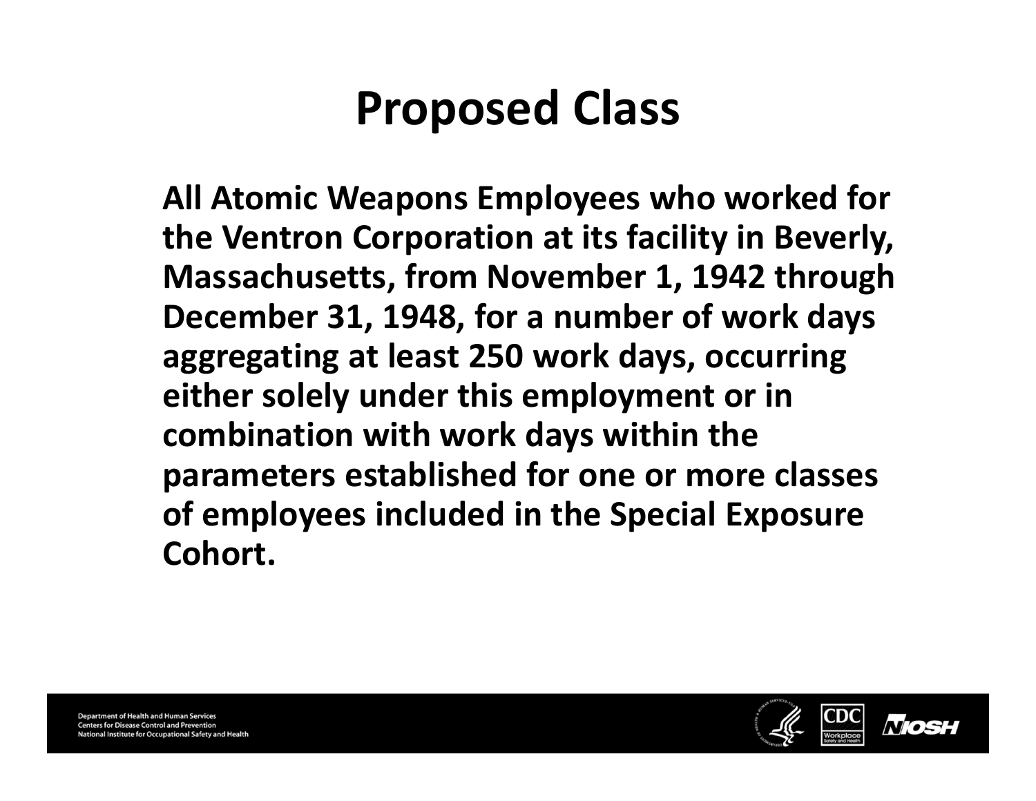# Proposed Class

**All Atomic Weapons Employees who worked for the Ventron Corporation at its facility in Beverly, Massachusetts, from November 1, 1942 through December 31, 1948, for a number of work days aggregating at least 250 work days, occurring either solely under this employment or in combination with work days within the parameters established for one or more classes of employees included in the Special Exposure Cohort.**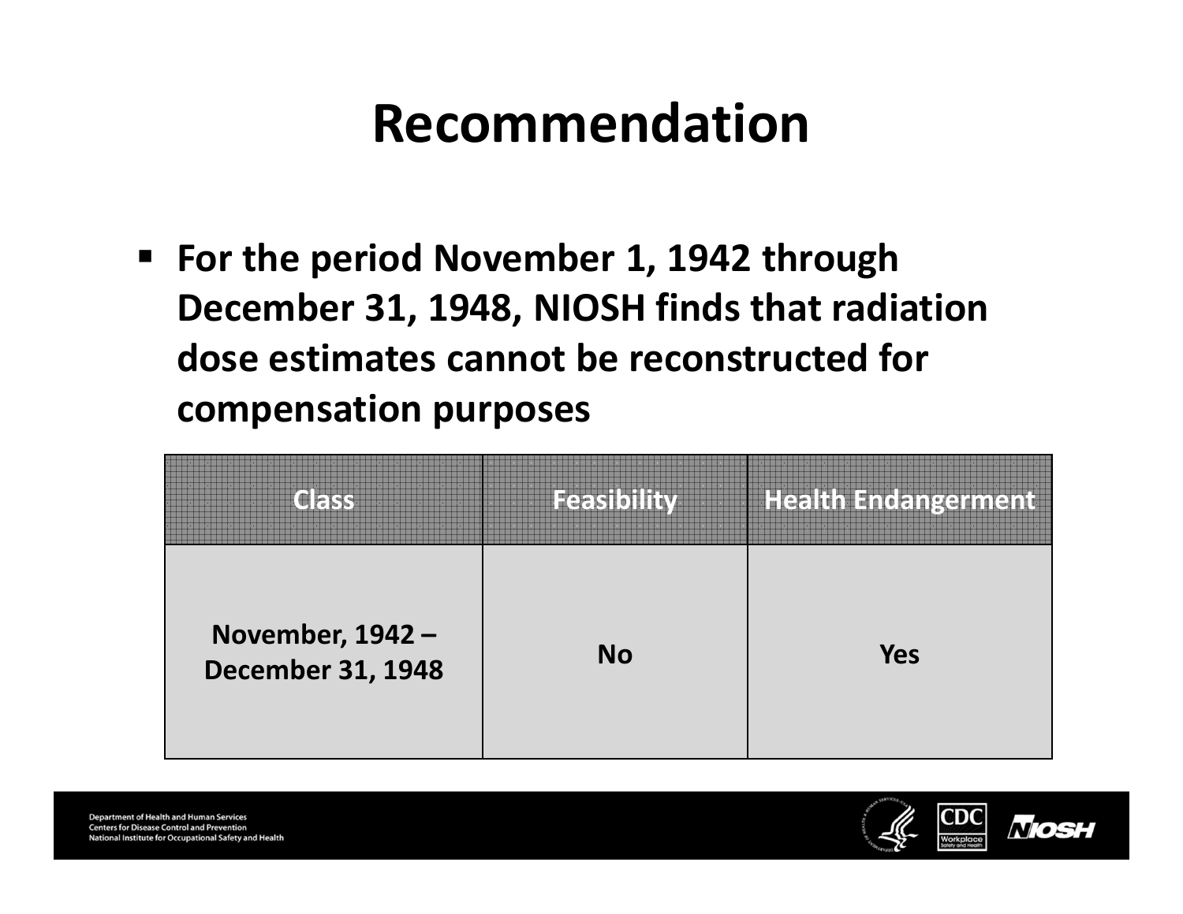# Recommendation

- **For the period November 1, 1942 through December 31, 1948, NIOSH finds that radiation dose estimates cannot be reconstructed for compensation purposes**

| Class | Feasibility | Health Endangerment |
|---|---|---|
| **November, 1942 – December 31, 1948** | **No** | **Yes** |